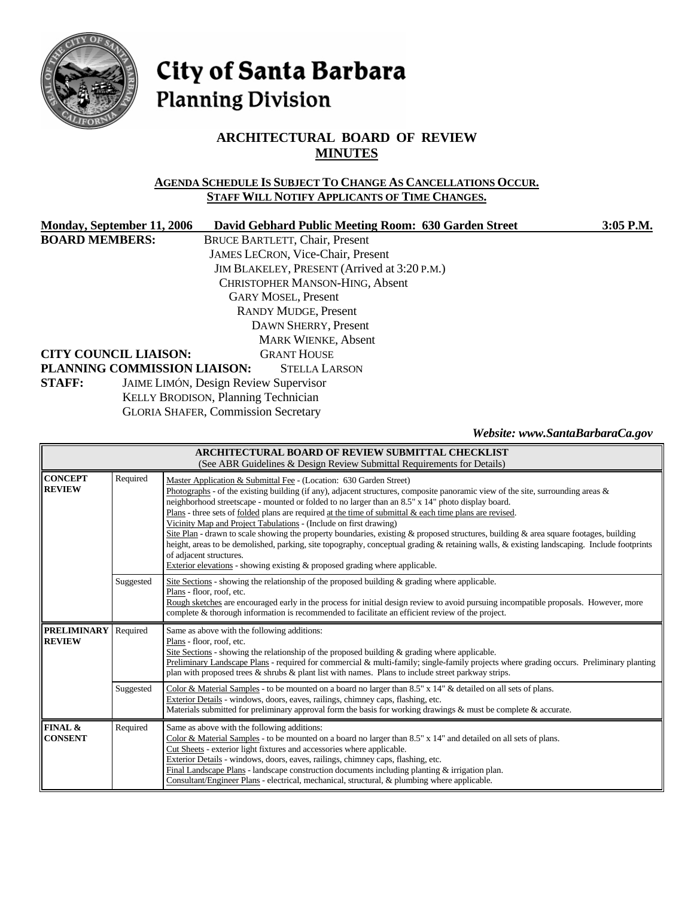# City of Santa Barbara
## Planning Division

## ARCHITECTURAL BOARD OF REVIEW
## MINUTES

**AGENDA SCHEDULE IS SUBJECT TO CHANGE AS CANCELLATIONS OCCUR.**
**STAFF WILL NOTIFY APPLICANTS OF TIME CHANGES.**

**Monday, September 11, 2006 David Gebhard Public Meeting Room: 630 Garden Street 3:05 P.M.**

**BOARD MEMBERS:**
BRUCE BARTLETT, Chair, Present
JAMES LECRON, Vice-Chair, Present
JIM BLAKELEY, PRESENT (Arrived at 3:20 P.M.)
CHRISTOPHER MANSON-HING, Absent
GARY MOSEL, Present
RANDY MUDGE, Present
DAWN SHERRY, Present
MARK WIENKE, Absent

**CITY COUNCIL LIAISON:** GRANT HOUSE
**PLANNING COMMISSION LIAISON:** STELLA LARSON
**STAFF:**
JAIME LIMÓN, Design Review Supervisor
KELLY BRODISON, Planning Technician
GLORIA SHAFER, Commission Secretary

*Website: www.SantaBarbaraCa.gov*

| ARCHITECTURAL BOARD OF REVIEW SUBMITTAL CHECKLIST (See ABR Guidelines & Design Review Submittal Requirements for Details) | | |
|---|---|---|
| **CONCEPT REVIEW** | Required | Master Application & Submittal Fee - (Location: 630 Garden Street)<br>Photographs - of the existing building (if any), adjacent structures, composite panoramic view of the site, surrounding areas & neighborhood streetscape - mounted or folded to no larger than an 8.5" x 14" photo display board.<br>Plans - three sets of folded plans are required at the time of submittal & each time plans are revised.<br>Vicinity Map and Project Tabulations - (Include on first drawing)<br>Site Plan - drawn to scale showing the property boundaries, existing & proposed structures, building & area square footages, building height, areas to be demolished, parking, site topography, conceptual grading & retaining walls, & existing landscaping. Include footprints of adjacent structures.<br>Exterior elevations - showing existing & proposed grading where applicable. |
| | Suggested | Site Sections - showing the relationship of the proposed building & grading where applicable.<br>Plans - floor, roof, etc.<br>Rough sketches are encouraged early in the process for initial design review to avoid pursuing incompatible proposals. However, more complete & thorough information is recommended to facilitate an efficient review of the project. |
| **PRELIMINARY REVIEW** | Required | Same as above with the following additions:<br>Plans - floor, roof, etc.<br>Site Sections - showing the relationship of the proposed building & grading where applicable.<br>Preliminary Landscape Plans - required for commercial & multi-family; single-family projects where grading occurs. Preliminary planting plan with proposed trees & shrubs & plant list with names. Plans to include street parkway strips. |
| | Suggested | Color & Material Samples - to be mounted on a board no larger than 8.5" x 14" & detailed on all sets of plans.<br>Exterior Details - windows, doors, eaves, railings, chimney caps, flashing, etc.<br>Materials submitted for preliminary approval form the basis for working drawings & must be complete & accurate. |
| **FINAL & CONSENT** | Required | Same as above with the following additions:<br>Color & Material Samples - to be mounted on a board no larger than 8.5" x 14" and detailed on all sets of plans.<br>Cut Sheets - exterior light fixtures and accessories where applicable.<br>Exterior Details - windows, doors, eaves, railings, chimney caps, flashing, etc.<br>Final Landscape Plans - landscape construction documents including planting & irrigation plan.<br>Consultant/Engineer Plans - electrical, mechanical, structural, & plumbing where applicable. |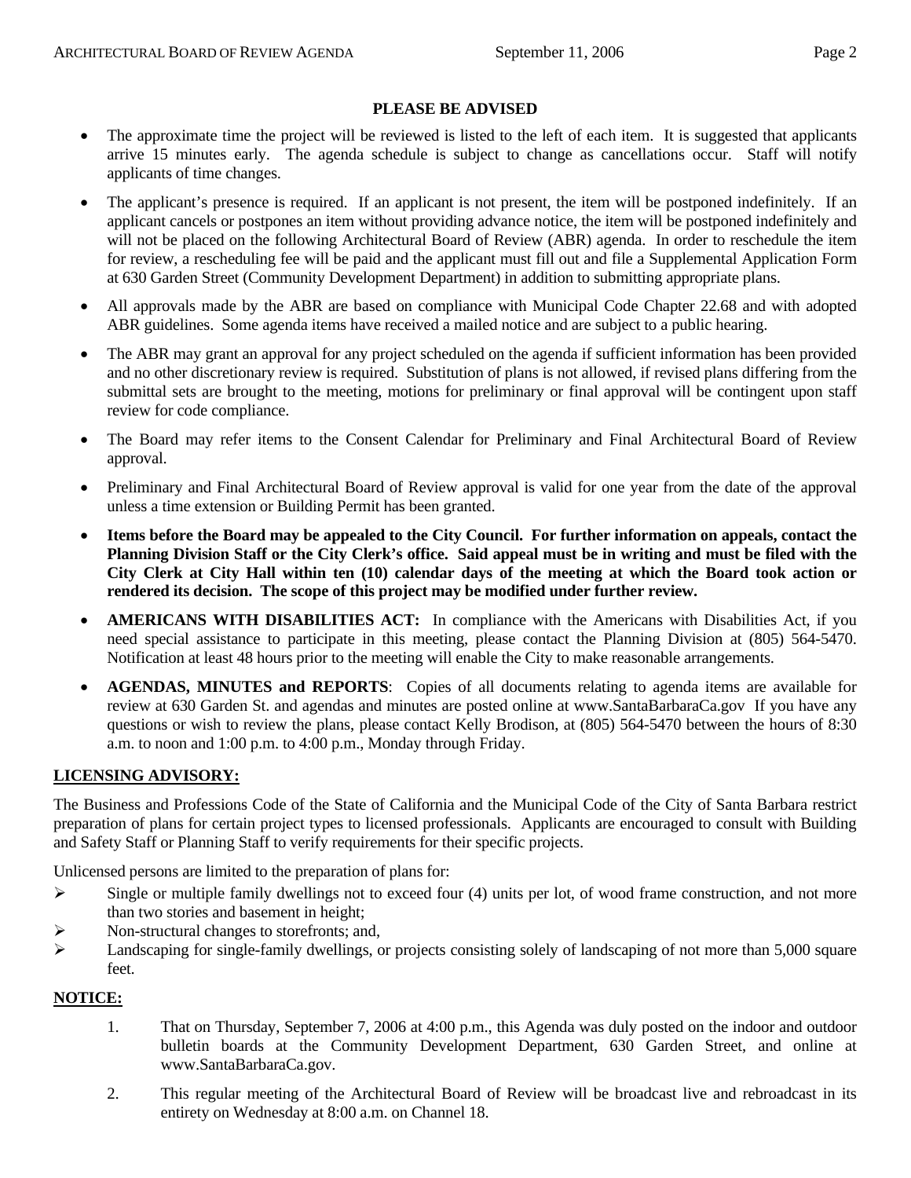**PLEASE BE ADVISED**

- The approximate time the project will be reviewed is listed to the left of each item. It is suggested that applicants arrive 15 minutes early. The agenda schedule is subject to change as cancellations occur. Staff will notify applicants of time changes.
- The applicant's presence is required. If an applicant is not present, the item will be postponed indefinitely. If an applicant cancels or postpones an item without providing advance notice, the item will be postponed indefinitely and will not be placed on the following Architectural Board of Review (ABR) agenda. In order to reschedule the item for review, a rescheduling fee will be paid and the applicant must fill out and file a Supplemental Application Form at 630 Garden Street (Community Development Department) in addition to submitting appropriate plans.
- All approvals made by the ABR are based on compliance with Municipal Code Chapter 22.68 and with adopted ABR guidelines. Some agenda items have received a mailed notice and are subject to a public hearing.
- The ABR may grant an approval for any project scheduled on the agenda if sufficient information has been provided and no other discretionary review is required. Substitution of plans is not allowed, if revised plans differing from the submittal sets are brought to the meeting, motions for preliminary or final approval will be contingent upon staff review for code compliance.
- The Board may refer items to the Consent Calendar for Preliminary and Final Architectural Board of Review approval.
- Preliminary and Final Architectural Board of Review approval is valid for one year from the date of the approval unless a time extension or Building Permit has been granted.
- **Items before the Board may be appealed to the City Council. For further information on appeals, contact the Planning Division Staff or the City Clerk's office. Said appeal must be in writing and must be filed with the City Clerk at City Hall within ten (10) calendar days of the meeting at which the Board took action or rendered its decision. The scope of this project may be modified under further review.**
- **AMERICANS WITH DISABILITIES ACT:** In compliance with the Americans with Disabilities Act, if you need special assistance to participate in this meeting, please contact the Planning Division at (805) 564-5470. Notification at least 48 hours prior to the meeting will enable the City to make reasonable arrangements.
- **AGENDAS, MINUTES and REPORTS**: Copies of all documents relating to agenda items are available for review at 630 Garden St. and agendas and minutes are posted online at www.SantaBarbaraCa.gov If you have any questions or wish to review the plans, please contact Kelly Brodison, at (805) 564-5470 between the hours of 8:30 a.m. to noon and 1:00 p.m. to 4:00 p.m., Monday through Friday.

**LICENSING ADVISORY:**

The Business and Professions Code of the State of California and the Municipal Code of the City of Santa Barbara restrict preparation of plans for certain project types to licensed professionals. Applicants are encouraged to consult with Building and Safety Staff or Planning Staff to verify requirements for their specific projects.

Unlicensed persons are limited to the preparation of plans for:

- Single or multiple family dwellings not to exceed four (4) units per lot, of wood frame construction, and not more than two stories and basement in height;
- Non-structural changes to storefronts; and,
- Landscaping for single-family dwellings, or projects consisting solely of landscaping of not more than 5,000 square feet.

**NOTICE:**

1. That on Thursday, September 7, 2006 at 4:00 p.m., this Agenda was duly posted on the indoor and outdoor bulletin boards at the Community Development Department, 630 Garden Street, and online at www.SantaBarbaraCa.gov.
2. This regular meeting of the Architectural Board of Review will be broadcast live and rebroadcast in its entirety on Wednesday at 8:00 a.m. on Channel 18.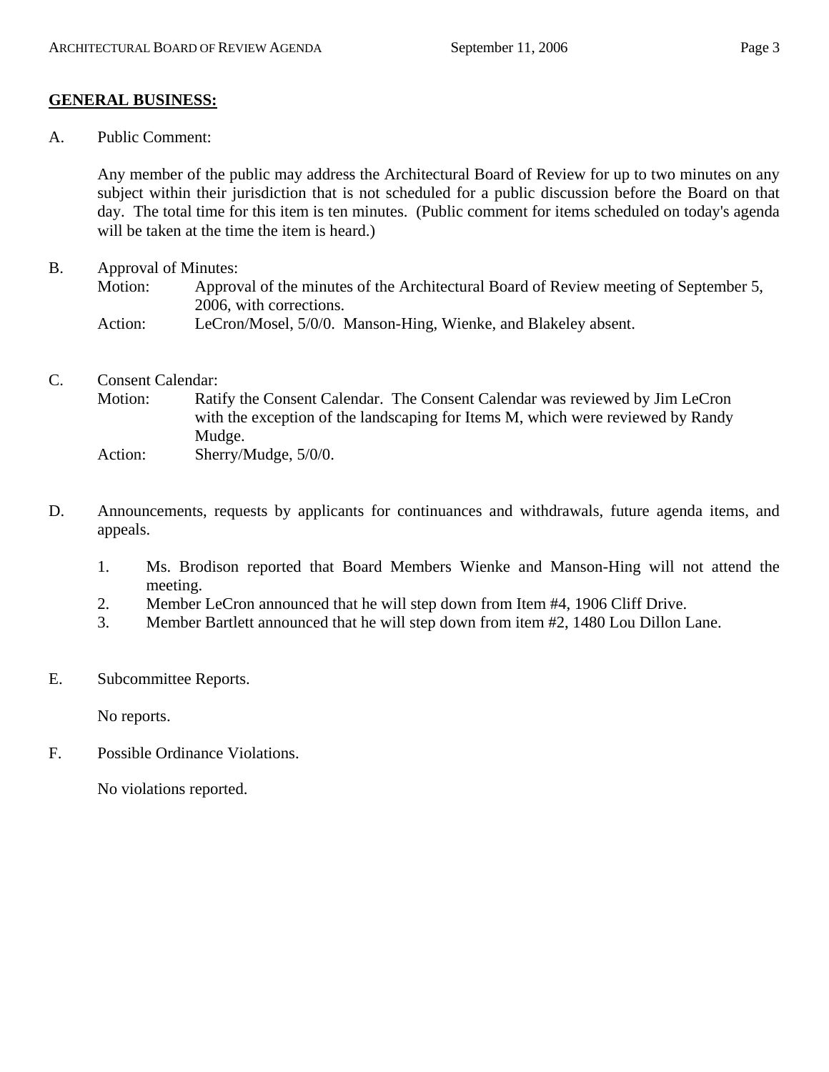## GENERAL BUSINESS:

A. Public Comment:

Any member of the public may address the Architectural Board of Review for up to two minutes on any subject within their jurisdiction that is not scheduled for a public discussion before the Board on that day. The total time for this item is ten minutes. (Public comment for items scheduled on today's agenda will be taken at the time the item is heard.)

B. Approval of Minutes:

Motion: Approval of the minutes of the Architectural Board of Review meeting of September 5, 2006, with corrections.

Action: LeCron/Mosel, 5/0/0. Manson-Hing, Wienke, and Blakeley absent.

C. Consent Calendar:

Motion: Ratify the Consent Calendar. The Consent Calendar was reviewed by Jim LeCron with the exception of the landscaping for Items M, which were reviewed by Randy Mudge.

Action: Sherry/Mudge, 5/0/0.

D. Announcements, requests by applicants for continuances and withdrawals, future agenda items, and appeals.

1. Ms. Brodison reported that Board Members Wienke and Manson-Hing will not attend the meeting.
2. Member LeCron announced that he will step down from Item #4, 1906 Cliff Drive.
3. Member Bartlett announced that he will step down from item #2, 1480 Lou Dillon Lane.

E. Subcommittee Reports.

No reports.

F. Possible Ordinance Violations.

No violations reported.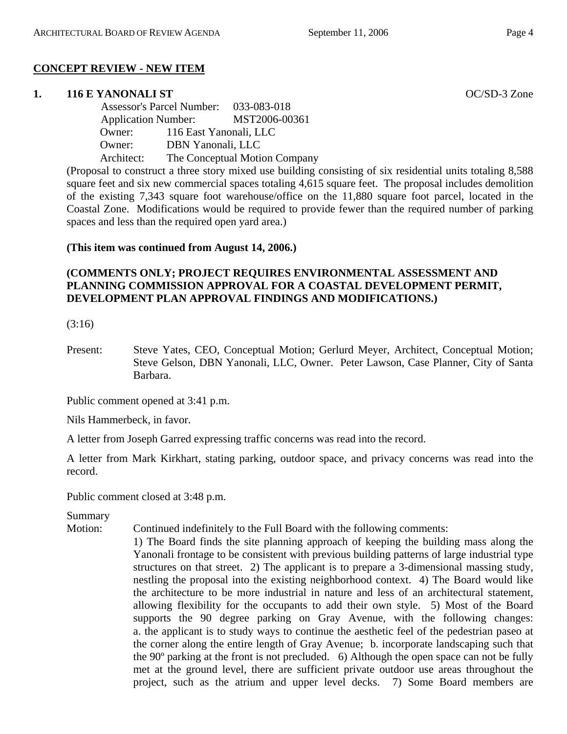## CONCEPT REVIEW - NEW ITEM

**1. 116 E YANONALI ST** OC/SD-3 Zone

Assessor's Parcel Number: 033-083-018
Application Number: MST2006-00361
Owner: 116 East Yanonali, LLC
Owner: DBN Yanonali, LLC
Architect: The Conceptual Motion Company

(Proposal to construct a three story mixed use building consisting of six residential units totaling 8,588 square feet and six new commercial spaces totaling 4,615 square feet. The proposal includes demolition of the existing 7,343 square foot warehouse/office on the 11,880 square foot parcel, located in the Coastal Zone. Modifications would be required to provide fewer than the required number of parking spaces and less than the required open yard area.)

**(This item was continued from August 14, 2006.)**

**(COMMENTS ONLY; PROJECT REQUIRES ENVIRONMENTAL ASSESSMENT AND PLANNING COMMISSION APPROVAL FOR A COASTAL DEVELOPMENT PERMIT, DEVELOPMENT PLAN APPROVAL FINDINGS AND MODIFICATIONS.)**

(3:16)

Present: Steve Yates, CEO, Conceptual Motion; Gerlurd Meyer, Architect, Conceptual Motion; Steve Gelson, DBN Yanonali, LLC, Owner. Peter Lawson, Case Planner, City of Santa Barbara.

Public comment opened at 3:41 p.m.

Nils Hammerbeck, in favor.

A letter from Joseph Garred expressing traffic concerns was read into the record.

A letter from Mark Kirkhart, stating parking, outdoor space, and privacy concerns was read into the record.

Public comment closed at 3:48 p.m.

Summary Motion: Continued indefinitely to the Full Board with the following comments: 1) The Board finds the site planning approach of keeping the building mass along the Yanonali frontage to be consistent with previous building patterns of large industrial type structures on that street. 2) The applicant is to prepare a 3-dimensional massing study, nestling the proposal into the existing neighborhood context. 4) The Board would like the architecture to be more industrial in nature and less of an architectural statement, allowing flexibility for the occupants to add their own style. 5) Most of the Board supports the 90 degree parking on Gray Avenue, with the following changes: a. the applicant is to study ways to continue the aesthetic feel of the pedestrian paseo at the corner along the entire length of Gray Avenue; b. incorporate landscaping such that the 90º parking at the front is not precluded. 6) Although the open space can not be fully met at the ground level, there are sufficient private outdoor use areas throughout the project, such as the atrium and upper level decks. 7) Some Board members are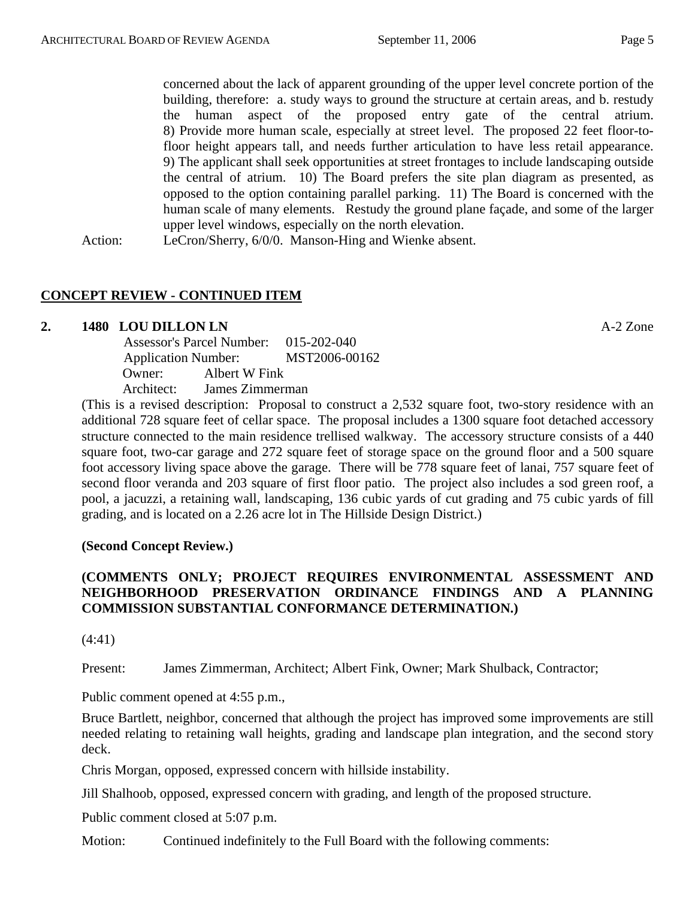concerned about the lack of apparent grounding of the upper level concrete portion of the building, therefore: a. study ways to ground the structure at certain areas, and b. restudy the human aspect of the proposed entry gate of the central atrium. 8) Provide more human scale, especially at street level. The proposed 22 feet floor-to-floor height appears tall, and needs further articulation to have less retail appearance. 9) The applicant shall seek opportunities at street frontages to include landscaping outside the central of atrium. 10) The Board prefers the site plan diagram as presented, as opposed to the option containing parallel parking. 11) The Board is concerned with the human scale of many elements. Restudy the ground plane façade, and some of the larger upper level windows, especially on the north elevation.

Action: LeCron/Sherry, 6/0/0. Manson-Hing and Wienke absent.

## CONCEPT REVIEW - CONTINUED ITEM

**2. 1480 LOU DILLON LN** A-2 Zone

Assessor's Parcel Number: 015-202-040
Application Number: MST2006-00162
Owner: Albert W Fink
Architect: James Zimmerman

(This is a revised description: Proposal to construct a 2,532 square foot, two-story residence with an additional 728 square feet of cellar space. The proposal includes a 1300 square foot detached accessory structure connected to the main residence trellised walkway. The accessory structure consists of a 440 square foot, two-car garage and 272 square feet of storage space on the ground floor and a 500 square foot accessory living space above the garage. There will be 778 square feet of lanai, 757 square feet of second floor veranda and 203 square of first floor patio. The project also includes a sod green roof, a pool, a jacuzzi, a retaining wall, landscaping, 136 cubic yards of cut grading and 75 cubic yards of fill grading, and is located on a 2.26 acre lot in The Hillside Design District.)

**(Second Concept Review.)**

**(COMMENTS ONLY; PROJECT REQUIRES ENVIRONMENTAL ASSESSMENT AND NEIGHBORHOOD PRESERVATION ORDINANCE FINDINGS AND A PLANNING COMMISSION SUBSTANTIAL CONFORMANCE DETERMINATION.)**

(4:41)

Present: James Zimmerman, Architect; Albert Fink, Owner; Mark Shulback, Contractor;

Public comment opened at 4:55 p.m.,

Bruce Bartlett, neighbor, concerned that although the project has improved some improvements are still needed relating to retaining wall heights, grading and landscape plan integration, and the second story deck.

Chris Morgan, opposed, expressed concern with hillside instability.

Jill Shalhoob, opposed, expressed concern with grading, and length of the proposed structure.

Public comment closed at 5:07 p.m.

Motion: Continued indefinitely to the Full Board with the following comments: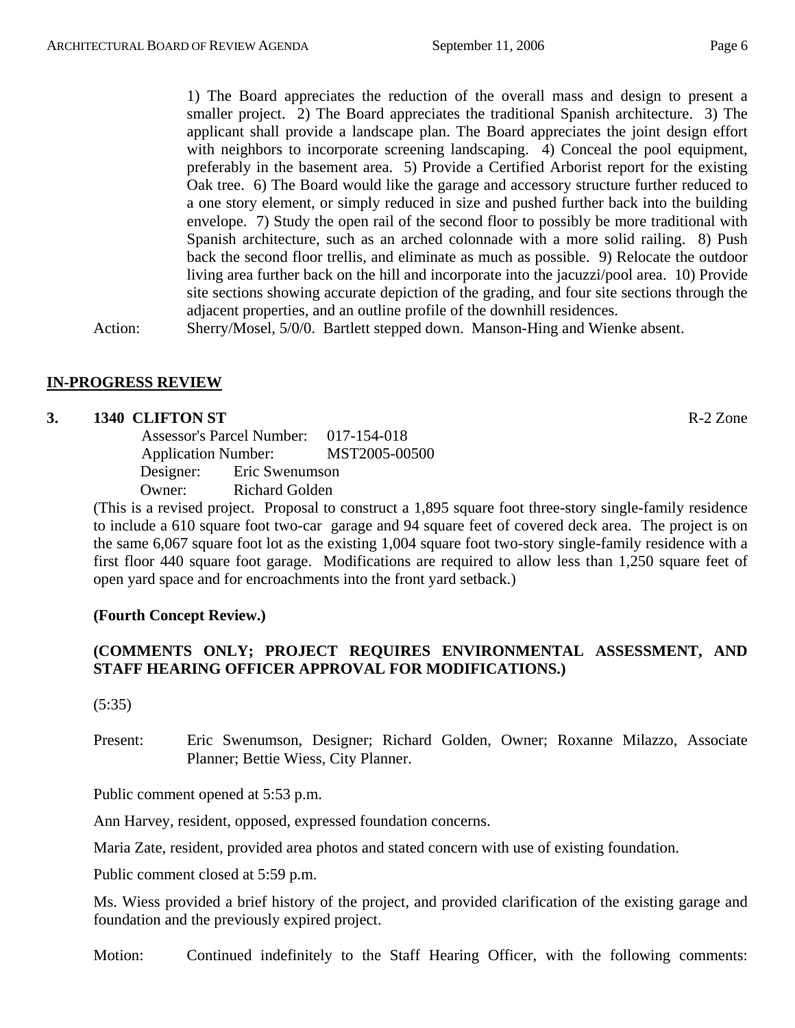1) The Board appreciates the reduction of the overall mass and design to present a smaller project. 2) The Board appreciates the traditional Spanish architecture. 3) The applicant shall provide a landscape plan. The Board appreciates the joint design effort with neighbors to incorporate screening landscaping. 4) Conceal the pool equipment, preferably in the basement area. 5) Provide a Certified Arborist report for the existing Oak tree. 6) The Board would like the garage and accessory structure further reduced to a one story element, or simply reduced in size and pushed further back into the building envelope. 7) Study the open rail of the second floor to possibly be more traditional with Spanish architecture, such as an arched colonnade with a more solid railing. 8) Push back the second floor trellis, and eliminate as much as possible. 9) Relocate the outdoor living area further back on the hill and incorporate into the jacuzzi/pool area. 10) Provide site sections showing accurate depiction of the grading, and four site sections through the adjacent properties, and an outline profile of the downhill residences.

Action: Sherry/Mosel, 5/0/0. Bartlett stepped down. Manson-Hing and Wienke absent.

## IN-PROGRESS REVIEW

### 3. 1340 CLIFTON ST — R-2 Zone

Assessor's Parcel Number: 017-154-018
Application Number: MST2005-00500
Designer: Eric Swenumson
Owner: Richard Golden

(This is a revised project. Proposal to construct a 1,895 square foot three-story single-family residence to include a 610 square foot two-car garage and 94 square feet of covered deck area. The project is on the same 6,067 square foot lot as the existing 1,004 square foot two-story single-family residence with a first floor 440 square foot garage. Modifications are required to allow less than 1,250 square feet of open yard space and for encroachments into the front yard setback.)

**(Fourth Concept Review.)**

**(COMMENTS ONLY; PROJECT REQUIRES ENVIRONMENTAL ASSESSMENT, AND STAFF HEARING OFFICER APPROVAL FOR MODIFICATIONS.)**

(5:35)

Present: Eric Swenumson, Designer; Richard Golden, Owner; Roxanne Milazzo, Associate Planner; Bettie Wiess, City Planner.

Public comment opened at 5:53 p.m.

Ann Harvey, resident, opposed, expressed foundation concerns.

Maria Zate, resident, provided area photos and stated concern with use of existing foundation.

Public comment closed at 5:59 p.m.

Ms. Wiess provided a brief history of the project, and provided clarification of the existing garage and foundation and the previously expired project.

Motion: Continued indefinitely to the Staff Hearing Officer, with the following comments: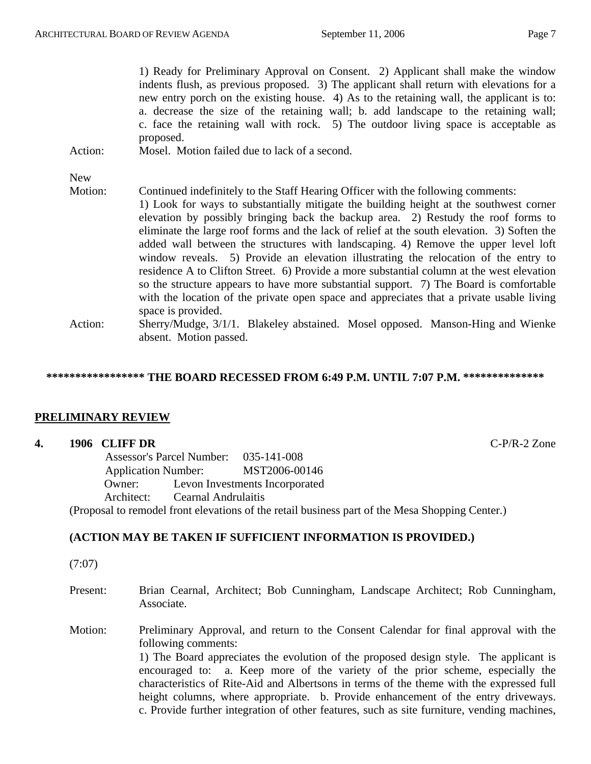1) Ready for Preliminary Approval on Consent. 2) Applicant shall make the window indents flush, as previous proposed. 3) The applicant shall return with elevations for a new entry porch on the existing house. 4) As to the retaining wall, the applicant is to: a. decrease the size of the retaining wall; b. add landscape to the retaining wall; c. face the retaining wall with rock. 5) The outdoor living space is acceptable as proposed.

Action: Mosel. Motion failed due to lack of a second.

New Motion: Continued indefinitely to the Staff Hearing Officer with the following comments: 1) Look for ways to substantially mitigate the building height at the southwest corner elevation by possibly bringing back the backup area. 2) Restudy the roof forms to eliminate the large roof forms and the lack of relief at the south elevation. 3) Soften the added wall between the structures with landscaping. 4) Remove the upper level loft window reveals. 5) Provide an elevation illustrating the relocation of the entry to residence A to Clifton Street. 6) Provide a more substantial column at the west elevation so the structure appears to have more substantial support. 7) The Board is comfortable with the location of the private open space and appreciates that a private usable living space is provided.

Action: Sherry/Mudge, 3/1/1. Blakeley abstained. Mosel opposed. Manson-Hing and Wienke absent. Motion passed.

**\*\*\*\*\*\*\*\*\*\*\*\*\*\*\*\*\* THE BOARD RECESSED FROM 6:49 P.M. UNTIL 7:07 P.M. \*\*\*\*\*\*\*\*\*\*\*\*\*\***

## PRELIMINARY REVIEW

**4. 1906 CLIFF DR** C-P/R-2 Zone

Assessor's Parcel Number: 035-141-008
Application Number: MST2006-00146
Owner: Levon Investments Incorporated
Architect: Cearnal Andrulaitis

(Proposal to remodel front elevations of the retail business part of the Mesa Shopping Center.)

**(ACTION MAY BE TAKEN IF SUFFICIENT INFORMATION IS PROVIDED.)**

(7:07)

Present: Brian Cearnal, Architect; Bob Cunningham, Landscape Architect; Rob Cunningham, Associate.

Motion: Preliminary Approval, and return to the Consent Calendar for final approval with the following comments:
1) The Board appreciates the evolution of the proposed design style. The applicant is encouraged to: a. Keep more of the variety of the prior scheme, especially the characteristics of Rite-Aid and Albertsons in terms of the theme with the expressed full height columns, where appropriate. b. Provide enhancement of the entry driveways. c. Provide further integration of other features, such as site furniture, vending machines,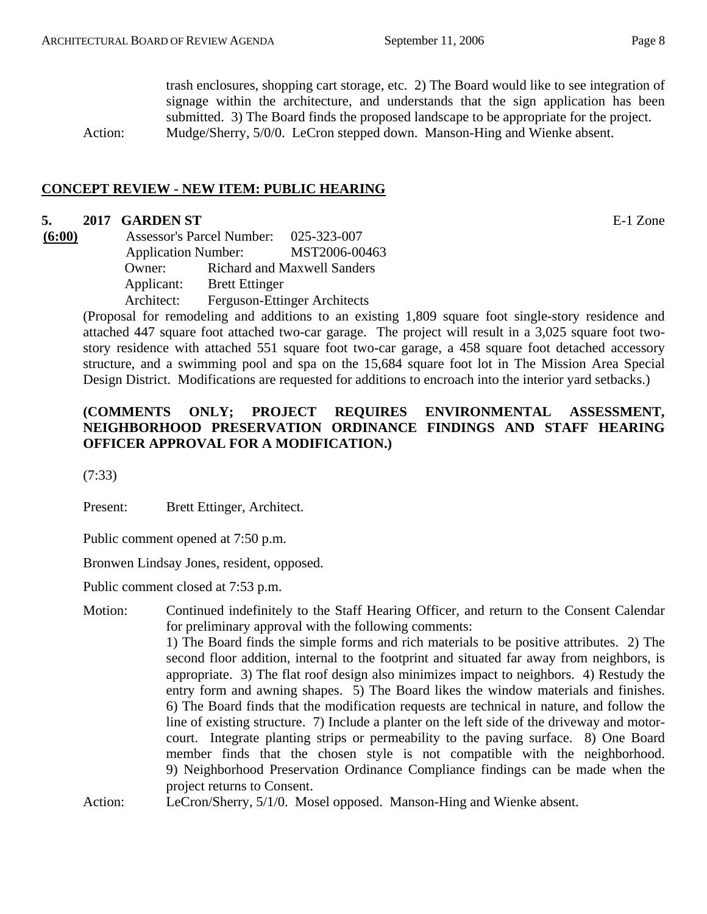trash enclosures, shopping cart storage, etc. 2) The Board would like to see integration of signage within the architecture, and understands that the sign application has been submitted. 3) The Board finds the proposed landscape to be appropriate for the project.

Action: Mudge/Sherry, 5/0/0. LeCron stepped down. Manson-Hing and Wienke absent.

## CONCEPT REVIEW - NEW ITEM: PUBLIC HEARING

**5. 2017 GARDEN ST** E-1 Zone

**(6:00)**

Assessor's Parcel Number: 025-323-007
Application Number: MST2006-00463
Owner: Richard and Maxwell Sanders
Applicant: Brett Ettinger
Architect: Ferguson-Ettinger Architects

(Proposal for remodeling and additions to an existing 1,809 square foot single-story residence and attached 447 square foot attached two-car garage. The project will result in a 3,025 square foot two-story residence with attached 551 square foot two-car garage, a 458 square foot detached accessory structure, and a swimming pool and spa on the 15,684 square foot lot in The Mission Area Special Design District. Modifications are requested for additions to encroach into the interior yard setbacks.)

**(COMMENTS ONLY; PROJECT REQUIRES ENVIRONMENTAL ASSESSMENT, NEIGHBORHOOD PRESERVATION ORDINANCE FINDINGS AND STAFF HEARING OFFICER APPROVAL FOR A MODIFICATION.)**

(7:33)

Present: Brett Ettinger, Architect.

Public comment opened at 7:50 p.m.

Bronwen Lindsay Jones, resident, opposed.

Public comment closed at 7:53 p.m.

Motion: Continued indefinitely to the Staff Hearing Officer, and return to the Consent Calendar for preliminary approval with the following comments:
1) The Board finds the simple forms and rich materials to be positive attributes. 2) The second floor addition, internal to the footprint and situated far away from neighbors, is appropriate. 3) The flat roof design also minimizes impact to neighbors. 4) Restudy the entry form and awning shapes. 5) The Board likes the window materials and finishes. 6) The Board finds that the modification requests are technical in nature, and follow the line of existing structure. 7) Include a planter on the left side of the driveway and motor-court. Integrate planting strips or permeability to the paving surface. 8) One Board member finds that the chosen style is not compatible with the neighborhood. 9) Neighborhood Preservation Ordinance Compliance findings can be made when the project returns to Consent.

Action: LeCron/Sherry, 5/1/0. Mosel opposed. Manson-Hing and Wienke absent.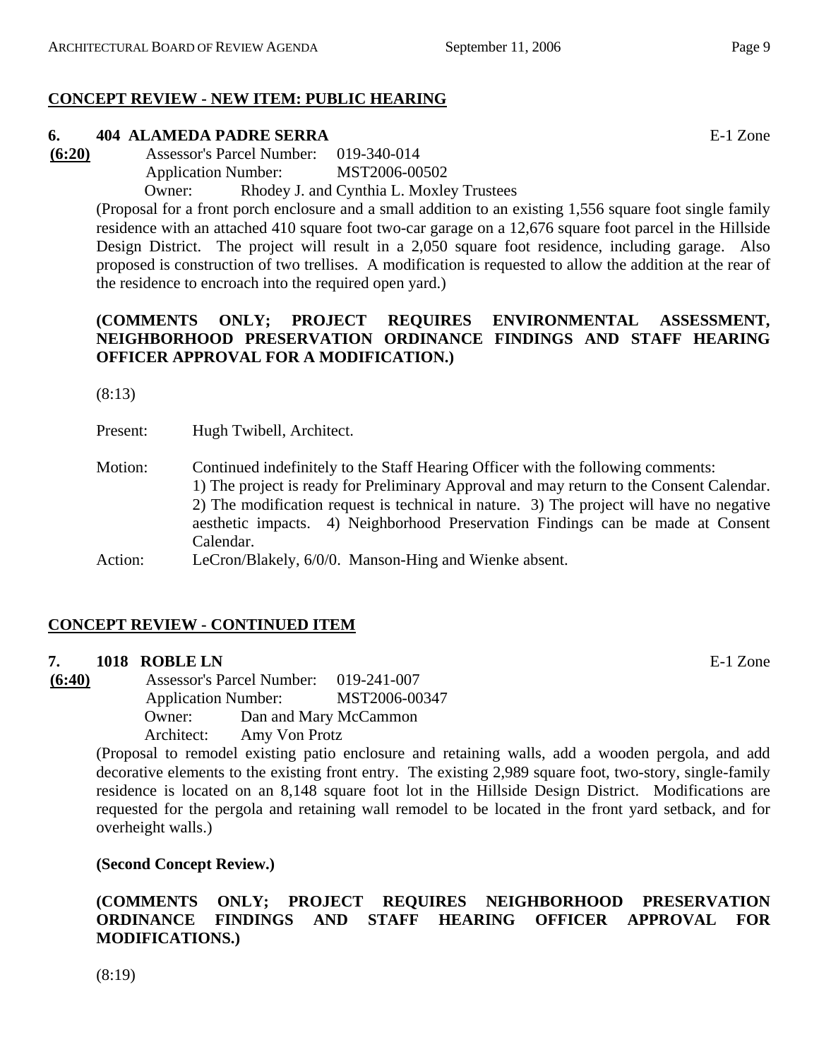## CONCEPT REVIEW - NEW ITEM: PUBLIC HEARING

### 6. 404 ALAMEDA PADRE SERRA — E-1 Zone

**(6:20)**

Assessor's Parcel Number: 019-340-014
Application Number: MST2006-00502
Owner: Rhodey J. and Cynthia L. Moxley Trustees

(Proposal for a front porch enclosure and a small addition to an existing 1,556 square foot single family residence with an attached 410 square foot two-car garage on a 12,676 square foot parcel in the Hillside Design District. The project will result in a 2,050 square foot residence, including garage. Also proposed is construction of two trellises. A modification is requested to allow the addition at the rear of the residence to encroach into the required open yard.)

**(COMMENTS ONLY; PROJECT REQUIRES ENVIRONMENTAL ASSESSMENT, NEIGHBORHOOD PRESERVATION ORDINANCE FINDINGS AND STAFF HEARING OFFICER APPROVAL FOR A MODIFICATION.)**

(8:13)

Present: Hugh Twibell, Architect.

Motion: Continued indefinitely to the Staff Hearing Officer with the following comments: 1) The project is ready for Preliminary Approval and may return to the Consent Calendar. 2) The modification request is technical in nature. 3) The project will have no negative aesthetic impacts. 4) Neighborhood Preservation Findings can be made at Consent Calendar.

Action: LeCron/Blakely, 6/0/0. Manson-Hing and Wienke absent.

## CONCEPT REVIEW - CONTINUED ITEM

### 7. 1018 ROBLE LN — E-1 Zone

**(6:40)**

Assessor's Parcel Number: 019-241-007
Application Number: MST2006-00347
Owner: Dan and Mary McCammon
Architect: Amy Von Protz

(Proposal to remodel existing patio enclosure and retaining walls, add a wooden pergola, and add decorative elements to the existing front entry. The existing 2,989 square foot, two-story, single-family residence is located on an 8,148 square foot lot in the Hillside Design District. Modifications are requested for the pergola and retaining wall remodel to be located in the front yard setback, and for overheight walls.)

**(Second Concept Review.)**

**(COMMENTS ONLY; PROJECT REQUIRES NEIGHBORHOOD PRESERVATION ORDINANCE FINDINGS AND STAFF HEARING OFFICER APPROVAL FOR MODIFICATIONS.)**

(8:19)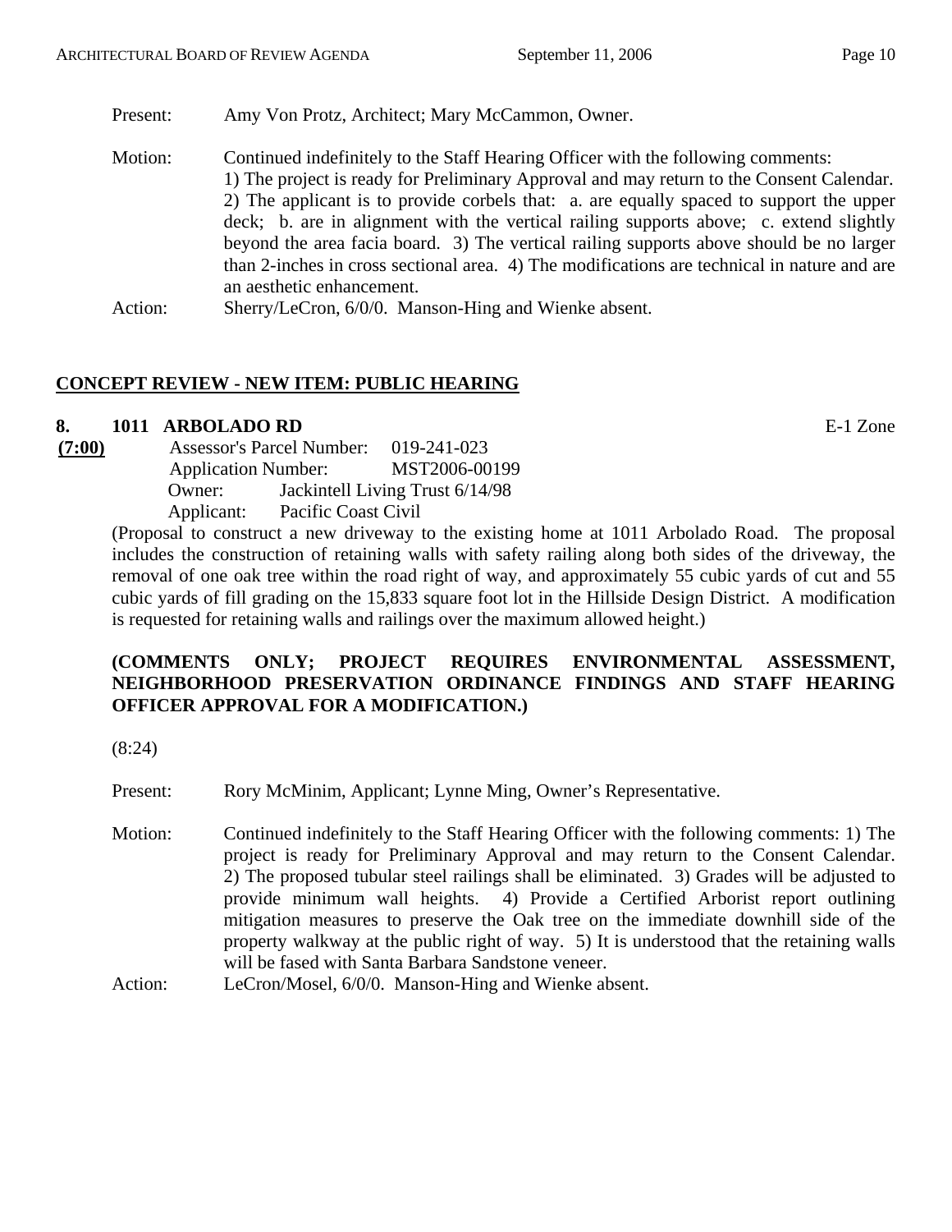Present: Amy Von Protz, Architect; Mary McCammon, Owner.

Motion: Continued indefinitely to the Staff Hearing Officer with the following comments: 1) The project is ready for Preliminary Approval and may return to the Consent Calendar. 2) The applicant is to provide corbels that: a. are equally spaced to support the upper deck; b. are in alignment with the vertical railing supports above; c. extend slightly beyond the area facia board. 3) The vertical railing supports above should be no larger than 2-inches in cross sectional area. 4) The modifications are technical in nature and are an aesthetic enhancement.

Action: Sherry/LeCron, 6/0/0. Manson-Hing and Wienke absent.

## CONCEPT REVIEW - NEW ITEM: PUBLIC HEARING

**8. 1011 ARBOLADO RD** E-1 Zone

**(7:00)**

Assessor's Parcel Number: 019-241-023
Application Number: MST2006-00199
Owner: Jackintell Living Trust 6/14/98
Applicant: Pacific Coast Civil

(Proposal to construct a new driveway to the existing home at 1011 Arbolado Road. The proposal includes the construction of retaining walls with safety railing along both sides of the driveway, the removal of one oak tree within the road right of way, and approximately 55 cubic yards of cut and 55 cubic yards of fill grading on the 15,833 square foot lot in the Hillside Design District. A modification is requested for retaining walls and railings over the maximum allowed height.)

**(COMMENTS ONLY; PROJECT REQUIRES ENVIRONMENTAL ASSESSMENT, NEIGHBORHOOD PRESERVATION ORDINANCE FINDINGS AND STAFF HEARING OFFICER APPROVAL FOR A MODIFICATION.)**

(8:24)

Present: Rory McMinim, Applicant; Lynne Ming, Owner's Representative.

Motion: Continued indefinitely to the Staff Hearing Officer with the following comments: 1) The project is ready for Preliminary Approval and may return to the Consent Calendar. 2) The proposed tubular steel railings shall be eliminated. 3) Grades will be adjusted to provide minimum wall heights. 4) Provide a Certified Arborist report outlining mitigation measures to preserve the Oak tree on the immediate downhill side of the property walkway at the public right of way. 5) It is understood that the retaining walls will be fased with Santa Barbara Sandstone veneer.

Action: LeCron/Mosel, 6/0/0. Manson-Hing and Wienke absent.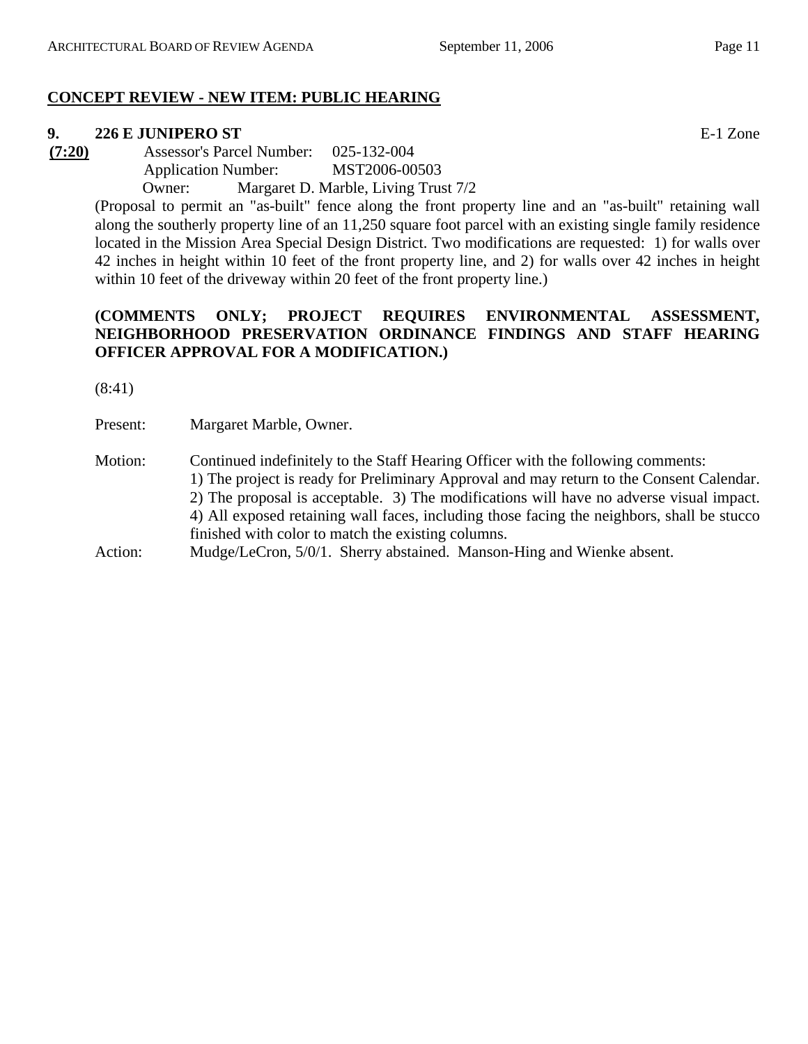## CONCEPT REVIEW - NEW ITEM: PUBLIC HEARING

**9. 226 E JUNIPERO ST** E-1 Zone

**(7:20)** Assessor's Parcel Number: 025-132-004
Application Number: MST2006-00503
Owner: Margaret D. Marble, Living Trust 7/2

(Proposal to permit an "as-built" fence along the front property line and an "as-built" retaining wall along the southerly property line of an 11,250 square foot parcel with an existing single family residence located in the Mission Area Special Design District. Two modifications are requested: 1) for walls over 42 inches in height within 10 feet of the front property line, and 2) for walls over 42 inches in height within 10 feet of the driveway within 20 feet of the front property line.)

**(COMMENTS ONLY; PROJECT REQUIRES ENVIRONMENTAL ASSESSMENT, NEIGHBORHOOD PRESERVATION ORDINANCE FINDINGS AND STAFF HEARING OFFICER APPROVAL FOR A MODIFICATION.)**

(8:41)

Present: Margaret Marble, Owner.

Motion: Continued indefinitely to the Staff Hearing Officer with the following comments: 1) The project is ready for Preliminary Approval and may return to the Consent Calendar. 2) The proposal is acceptable. 3) The modifications will have no adverse visual impact. 4) All exposed retaining wall faces, including those facing the neighbors, shall be stucco finished with color to match the existing columns.

Action: Mudge/LeCron, 5/0/1. Sherry abstained. Manson-Hing and Wienke absent.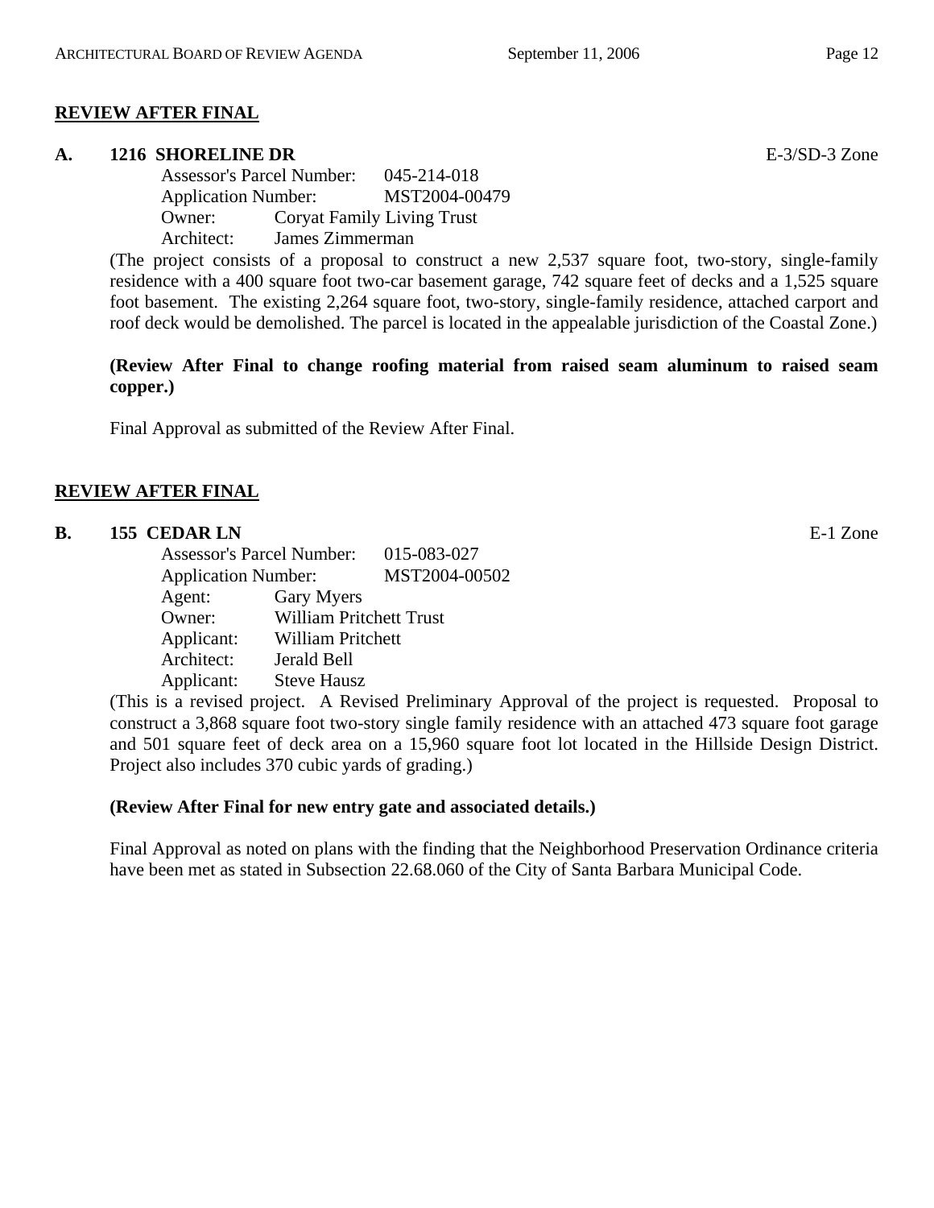## REVIEW AFTER FINAL

**A. 1216 SHORELINE DR** E-3/SD-3 Zone

Assessor's Parcel Number: 045-214-018
Application Number: MST2004-00479
Owner: Coryat Family Living Trust
Architect: James Zimmerman

(The project consists of a proposal to construct a new 2,537 square foot, two-story, single-family residence with a 400 square foot two-car basement garage, 742 square feet of decks and a 1,525 square foot basement. The existing 2,264 square foot, two-story, single-family residence, attached carport and roof deck would be demolished. The parcel is located in the appealable jurisdiction of the Coastal Zone.)

**(Review After Final to change roofing material from raised seam aluminum to raised seam copper.)**

Final Approval as submitted of the Review After Final.

## REVIEW AFTER FINAL

**B. 155 CEDAR LN** E-1 Zone

Assessor's Parcel Number: 015-083-027
Application Number: MST2004-00502
Agent: Gary Myers
Owner: William Pritchett Trust
Applicant: William Pritchett
Architect: Jerald Bell
Applicant: Steve Hausz

(This is a revised project. A Revised Preliminary Approval of the project is requested. Proposal to construct a 3,868 square foot two-story single family residence with an attached 473 square foot garage and 501 square feet of deck area on a 15,960 square foot lot located in the Hillside Design District. Project also includes 370 cubic yards of grading.)

**(Review After Final for new entry gate and associated details.)**

Final Approval as noted on plans with the finding that the Neighborhood Preservation Ordinance criteria have been met as stated in Subsection 22.68.060 of the City of Santa Barbara Municipal Code.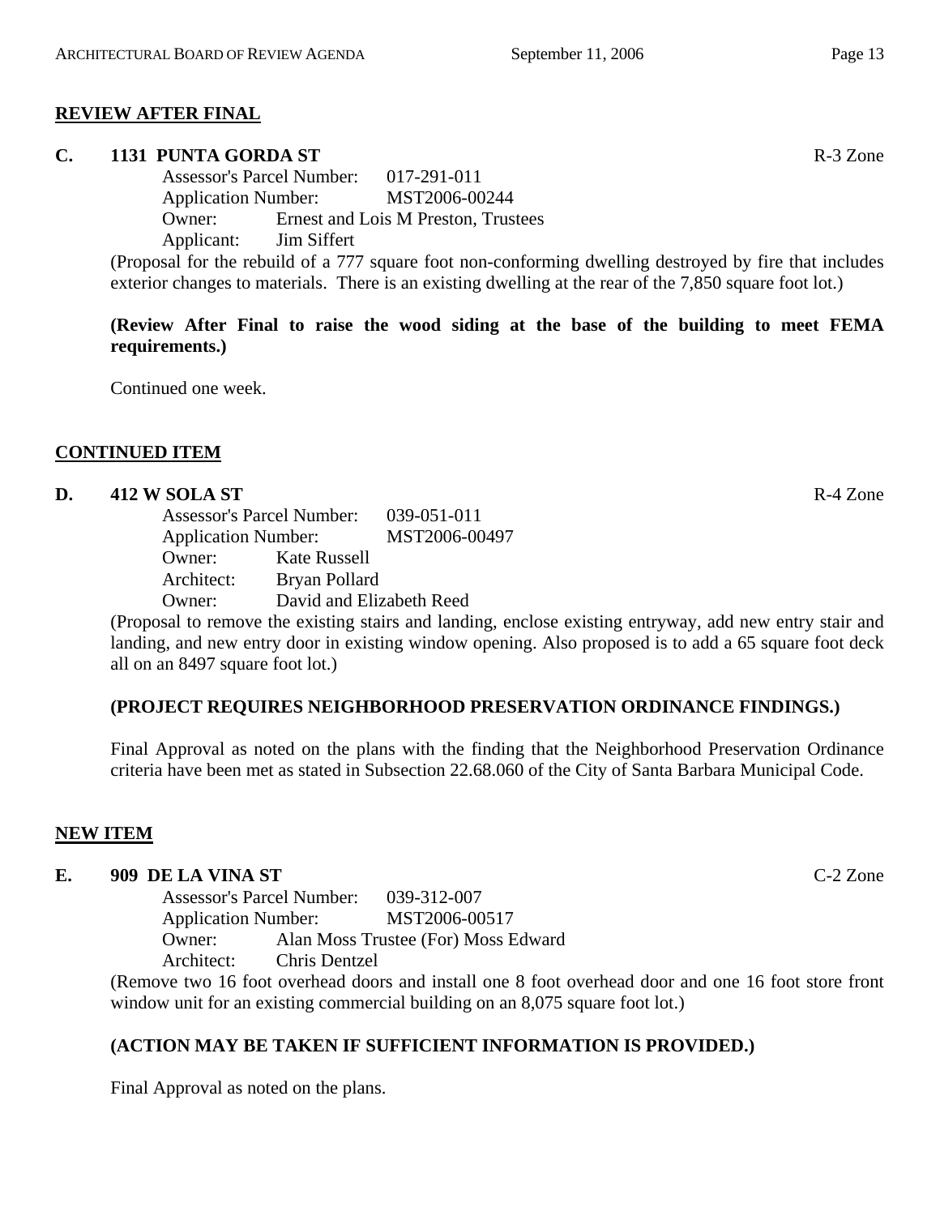## REVIEW AFTER FINAL

**C. 1131 PUNTA GORDA ST** R-3 Zone

Assessor's Parcel Number: 017-291-011
Application Number: MST2006-00244
Owner: Ernest and Lois M Preston, Trustees
Applicant: Jim Siffert

(Proposal for the rebuild of a 777 square foot non-conforming dwelling destroyed by fire that includes exterior changes to materials. There is an existing dwelling at the rear of the 7,850 square foot lot.)

**(Review After Final to raise the wood siding at the base of the building to meet FEMA requirements.)**

Continued one week.

## CONTINUED ITEM

**D. 412 W SOLA ST** R-4 Zone

Assessor's Parcel Number: 039-051-011
Application Number: MST2006-00497
Owner: Kate Russell
Architect: Bryan Pollard
Owner: David and Elizabeth Reed

(Proposal to remove the existing stairs and landing, enclose existing entryway, add new entry stair and landing, and new entry door in existing window opening. Also proposed is to add a 65 square foot deck all on an 8497 square foot lot.)

**(PROJECT REQUIRES NEIGHBORHOOD PRESERVATION ORDINANCE FINDINGS.)**

Final Approval as noted on the plans with the finding that the Neighborhood Preservation Ordinance criteria have been met as stated in Subsection 22.68.060 of the City of Santa Barbara Municipal Code.

## NEW ITEM

**E. 909 DE LA VINA ST** C-2 Zone

Assessor's Parcel Number: 039-312-007
Application Number: MST2006-00517
Owner: Alan Moss Trustee (For) Moss Edward
Architect: Chris Dentzel

(Remove two 16 foot overhead doors and install one 8 foot overhead door and one 16 foot store front window unit for an existing commercial building on an 8,075 square foot lot.)

**(ACTION MAY BE TAKEN IF SUFFICIENT INFORMATION IS PROVIDED.)**

Final Approval as noted on the plans.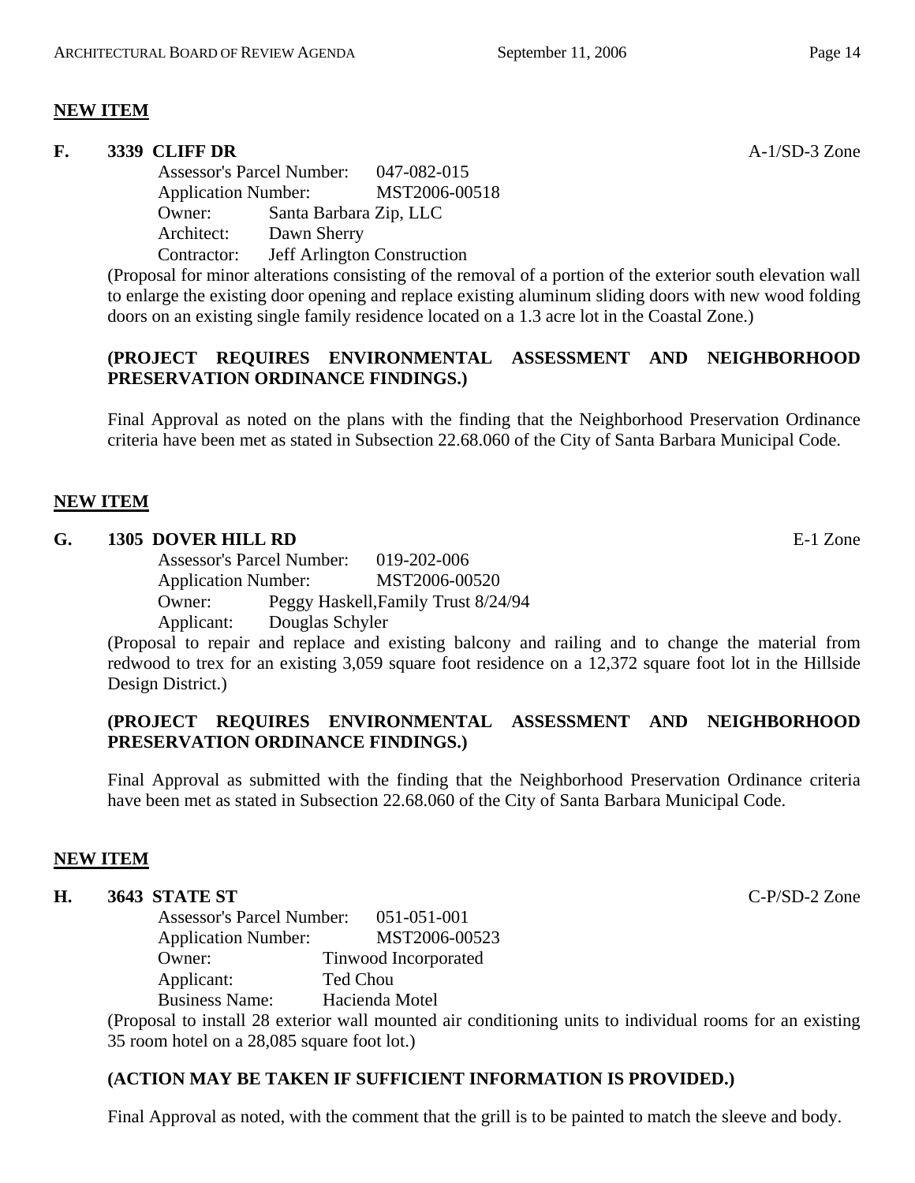## NEW ITEM

**F. 3339 CLIFF DR** A-1/SD-3 Zone

Assessor's Parcel Number: 047-082-015
Application Number: MST2006-00518
Owner: Santa Barbara Zip, LLC
Architect: Dawn Sherry
Contractor: Jeff Arlington Construction

(Proposal for minor alterations consisting of the removal of a portion of the exterior south elevation wall to enlarge the existing door opening and replace existing aluminum sliding doors with new wood folding doors on an existing single family residence located on a 1.3 acre lot in the Coastal Zone.)

**(PROJECT REQUIRES ENVIRONMENTAL ASSESSMENT AND NEIGHBORHOOD PRESERVATION ORDINANCE FINDINGS.)**

Final Approval as noted on the plans with the finding that the Neighborhood Preservation Ordinance criteria have been met as stated in Subsection 22.68.060 of the City of Santa Barbara Municipal Code.

## NEW ITEM

**G. 1305 DOVER HILL RD** E-1 Zone

Assessor's Parcel Number: 019-202-006
Application Number: MST2006-00520
Owner: Peggy Haskell,Family Trust 8/24/94
Applicant: Douglas Schyler

(Proposal to repair and replace and existing balcony and railing and to change the material from redwood to trex for an existing 3,059 square foot residence on a 12,372 square foot lot in the Hillside Design District.)

**(PROJECT REQUIRES ENVIRONMENTAL ASSESSMENT AND NEIGHBORHOOD PRESERVATION ORDINANCE FINDINGS.)**

Final Approval as submitted with the finding that the Neighborhood Preservation Ordinance criteria have been met as stated in Subsection 22.68.060 of the City of Santa Barbara Municipal Code.

## NEW ITEM

**H. 3643 STATE ST** C-P/SD-2 Zone

Assessor's Parcel Number: 051-051-001
Application Number: MST2006-00523
Owner: Tinwood Incorporated
Applicant: Ted Chou
Business Name: Hacienda Motel

(Proposal to install 28 exterior wall mounted air conditioning units to individual rooms for an existing 35 room hotel on a 28,085 square foot lot.)

**(ACTION MAY BE TAKEN IF SUFFICIENT INFORMATION IS PROVIDED.)**

Final Approval as noted, with the comment that the grill is to be painted to match the sleeve and body.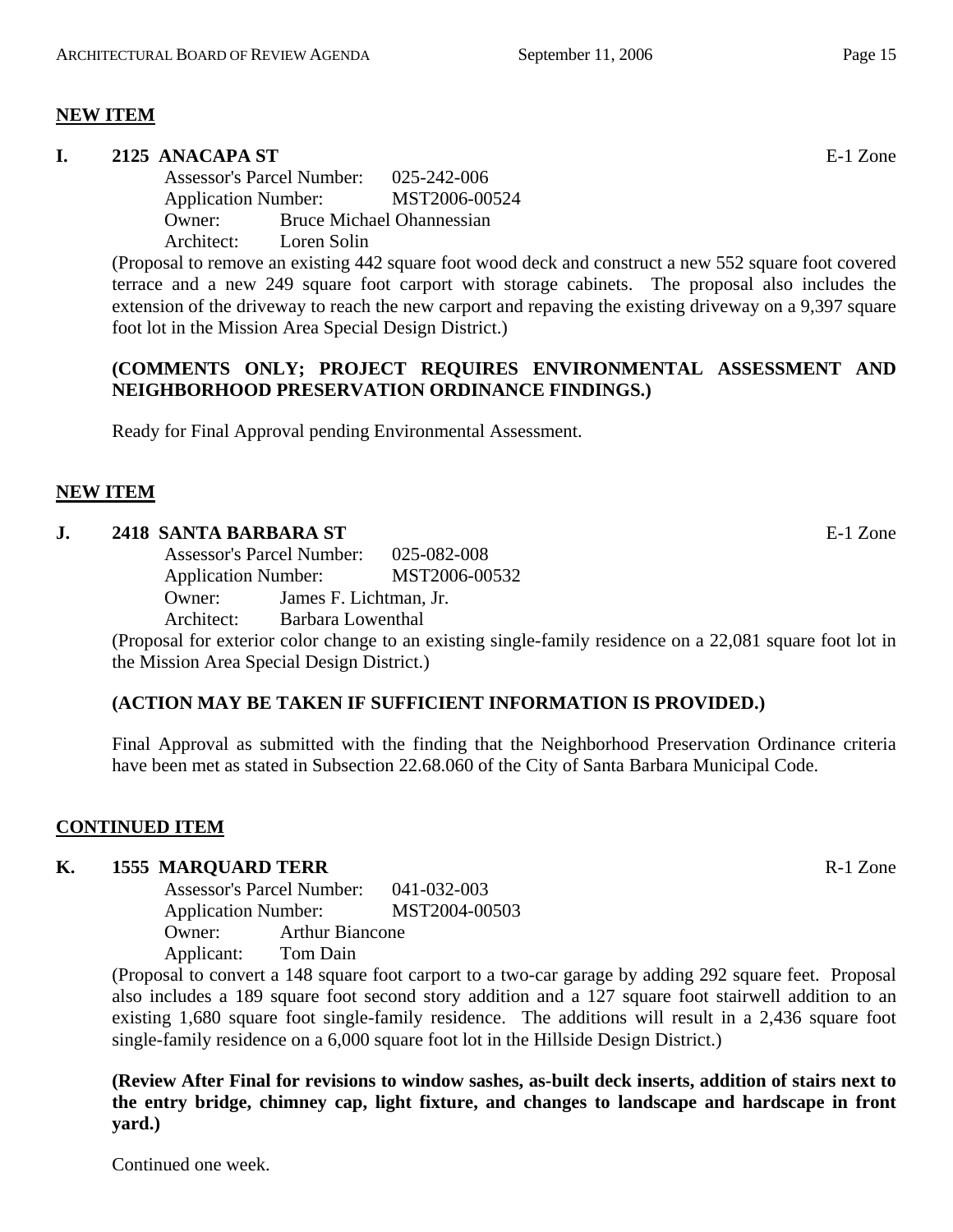**NEW ITEM**

**I. 2125 ANACAPA ST** E-1 Zone

Assessor's Parcel Number: 025-242-006
Application Number: MST2006-00524
Owner: Bruce Michael Ohannessian
Architect: Loren Solin

(Proposal to remove an existing 442 square foot wood deck and construct a new 552 square foot covered terrace and a new 249 square foot carport with storage cabinets. The proposal also includes the extension of the driveway to reach the new carport and repaving the existing driveway on a 9,397 square foot lot in the Mission Area Special Design District.)

**(COMMENTS ONLY; PROJECT REQUIRES ENVIRONMENTAL ASSESSMENT AND NEIGHBORHOOD PRESERVATION ORDINANCE FINDINGS.)**

Ready for Final Approval pending Environmental Assessment.

**NEW ITEM**

**J. 2418 SANTA BARBARA ST** E-1 Zone

Assessor's Parcel Number: 025-082-008
Application Number: MST2006-00532
Owner: James F. Lichtman, Jr.
Architect: Barbara Lowenthal

(Proposal for exterior color change to an existing single-family residence on a 22,081 square foot lot in the Mission Area Special Design District.)

**(ACTION MAY BE TAKEN IF SUFFICIENT INFORMATION IS PROVIDED.)**

Final Approval as submitted with the finding that the Neighborhood Preservation Ordinance criteria have been met as stated in Subsection 22.68.060 of the City of Santa Barbara Municipal Code.

**CONTINUED ITEM**

**K. 1555 MARQUARD TERR** R-1 Zone

Assessor's Parcel Number: 041-032-003
Application Number: MST2004-00503
Owner: Arthur Biancone
Applicant: Tom Dain

(Proposal to convert a 148 square foot carport to a two-car garage by adding 292 square feet. Proposal also includes a 189 square foot second story addition and a 127 square foot stairwell addition to an existing 1,680 square foot single-family residence. The additions will result in a 2,436 square foot single-family residence on a 6,000 square foot lot in the Hillside Design District.)

**(Review After Final for revisions to window sashes, as-built deck inserts, addition of stairs next to the entry bridge, chimney cap, light fixture, and changes to landscape and hardscape in front yard.)**

Continued one week.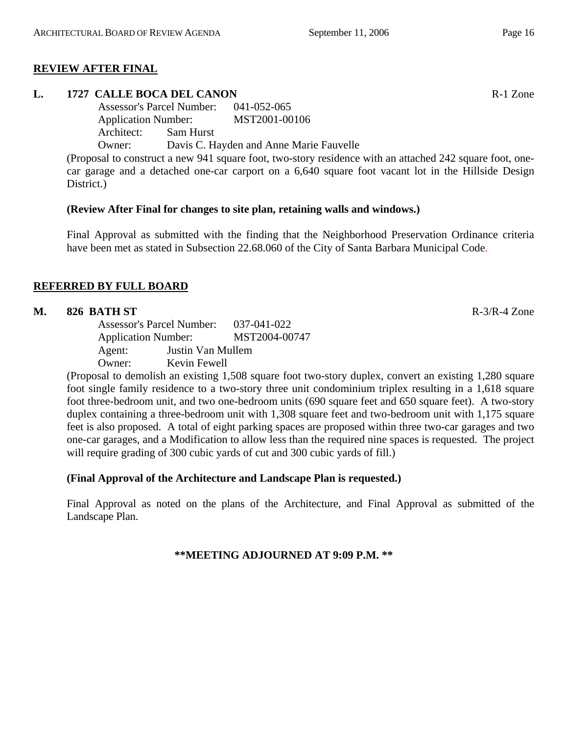## REVIEW AFTER FINAL

**L. 1727 CALLE BOCA DEL CANON** R-1 Zone

Assessor's Parcel Number: 041-052-065
Application Number: MST2001-00106
Architect: Sam Hurst
Owner: Davis C. Hayden and Anne Marie Fauvelle

(Proposal to construct a new 941 square foot, two-story residence with an attached 242 square foot, one-car garage and a detached one-car carport on a 6,640 square foot vacant lot in the Hillside Design District.)

**(Review After Final for changes to site plan, retaining walls and windows.)**

Final Approval as submitted with the finding that the Neighborhood Preservation Ordinance criteria have been met as stated in Subsection 22.68.060 of the City of Santa Barbara Municipal Code.

## REFERRED BY FULL BOARD

**M. 826 BATH ST** R-3/R-4 Zone

Assessor's Parcel Number: 037-041-022
Application Number: MST2004-00747
Agent: Justin Van Mullem
Owner: Kevin Fewell

(Proposal to demolish an existing 1,508 square foot two-story duplex, convert an existing 1,280 square foot single family residence to a two-story three unit condominium triplex resulting in a 1,618 square foot three-bedroom unit, and two one-bedroom units (690 square feet and 650 square feet). A two-story duplex containing a three-bedroom unit with 1,308 square feet and two-bedroom unit with 1,175 square feet is also proposed. A total of eight parking spaces are proposed within three two-car garages and two one-car garages, and a Modification to allow less than the required nine spaces is requested. The project will require grading of 300 cubic yards of cut and 300 cubic yards of fill.)

**(Final Approval of the Architecture and Landscape Plan is requested.)**

Final Approval as noted on the plans of the Architecture, and Final Approval as submitted of the Landscape Plan.

**\*\*MEETING ADJOURNED AT 9:09 P.M. \*\***